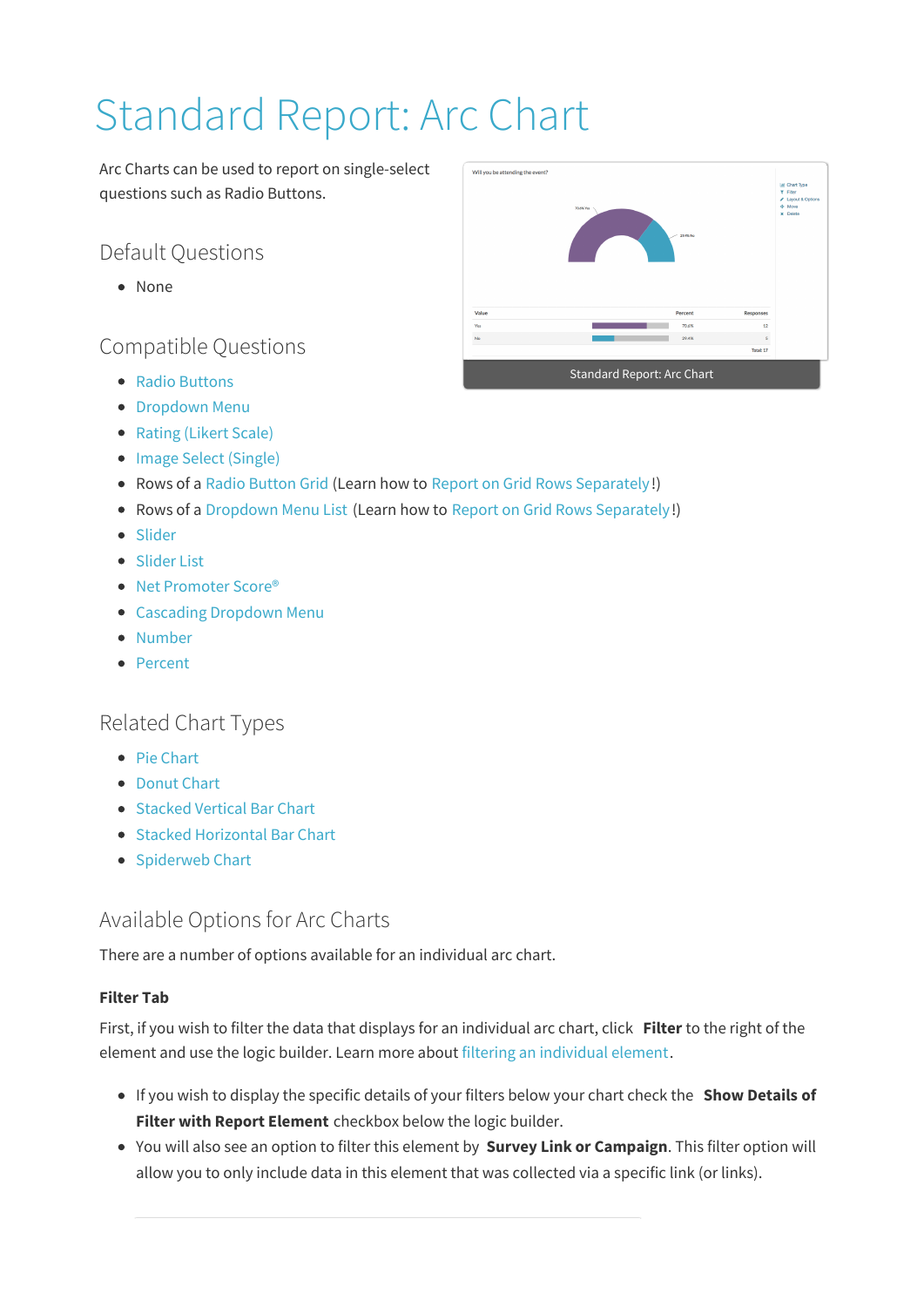# Standard Report: Arc Chart

Arc Charts can be used to report on single-select questions such as Radio Buttons.

Standard Report: Arc Chart

## Default Questions

- None

## Compatible Questions

- Radio Buttons
- Dropdown Menu
- Rating (Likert Scale)
- Image Select (Single)
- Rows of a Radio Button Grid (Learn how to Report on Grid Rows Separately!)
- Rows of a Dropdown Menu List (Learn how to Report on Grid Rows Separately!)
- Slider
- Slider List
- Net Promoter Score®
- Cascading Dropdown Menu
- Number
- Percent

## Related Chart Types

- Pie Chart
- Donut Chart
- Stacked Vertical Bar Chart
- Stacked Horizontal Bar Chart
- Spiderweb Chart

## Available Options for Arc Charts

There are a number of options available for an individual arc chart.

**Filter Tab**

First, if you wish to filter the data that displays for an individual arc chart, click **Filter** to the right of the element and use the logic builder. Learn more about filtering an individual element.

- If you wish to display the specific details of your filters below your chart check the **Show Details of Filter with Report Element** checkbox below the logic builder.
- You will also see an option to filter this element by **Survey Link or Campaign**. This filter option will allow you to only include data in this element that was collected via a specific link (or links).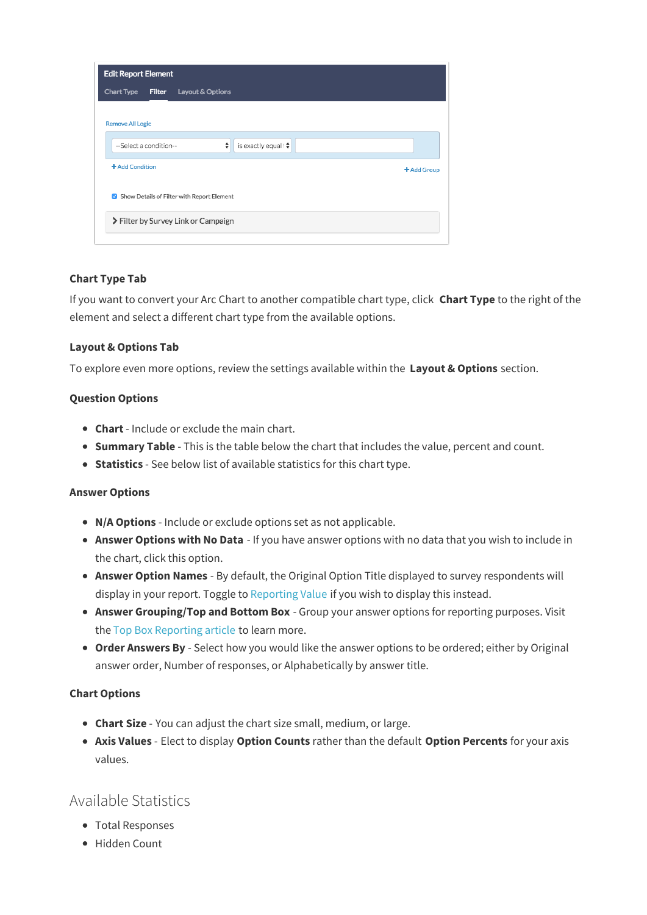### Chart Type Tab

If you want to convert your Arc Chart to another compatible chart type, click **Chart Type** to the right of the element and select a different chart type from the available options.

### Layout & Options Tab

To explore even more options, review the settings available within the **Layout & Options** section.

### Question Options

- **Chart** - Include or exclude the main chart.
- **Summary Table** - This is the table below the chart that includes the value, percent and count.
- **Statistics** - See below list of available statistics for this chart type.

### Answer Options

- **N/A Options** - Include or exclude options set as not applicable.
- **Answer Options with No Data** - If you have answer options with no data that you wish to include in the chart, click this option.
- **Answer Option Names** - By default, the Original Option Title displayed to survey respondents will display in your report. Toggle to Reporting Value if you wish to display this instead.
- **Answer Grouping/Top and Bottom Box** - Group your answer options for reporting purposes. Visit the Top Box Reporting article to learn more.
- **Order Answers By** - Select how you would like the answer options to be ordered; either by Original answer order, Number of responses, or Alphabetically by answer title.

### Chart Options

- **Chart Size** - You can adjust the chart size small, medium, or large.
- **Axis Values** - Elect to display **Option Counts** rather than the default **Option Percents** for your axis values.

## Available Statistics

- Total Responses
- Hidden Count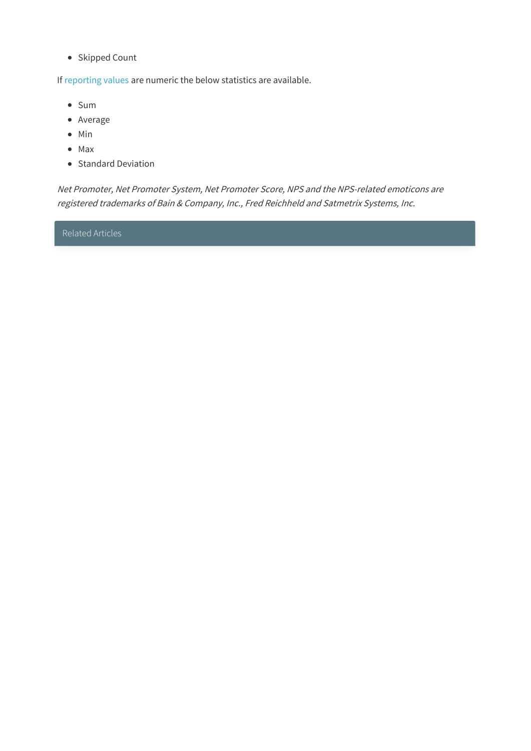- Skipped Count

If reporting values are numeric the below statistics are available.

- Sum
- Average
- Min
- Max
- Standard Deviation

*Net Promoter, Net Promoter System, Net Promoter Score, NPS and the NPS-related emoticons are registered trademarks of Bain & Company, Inc., Fred Reichheld and Satmetrix Systems, Inc.*

Related Articles